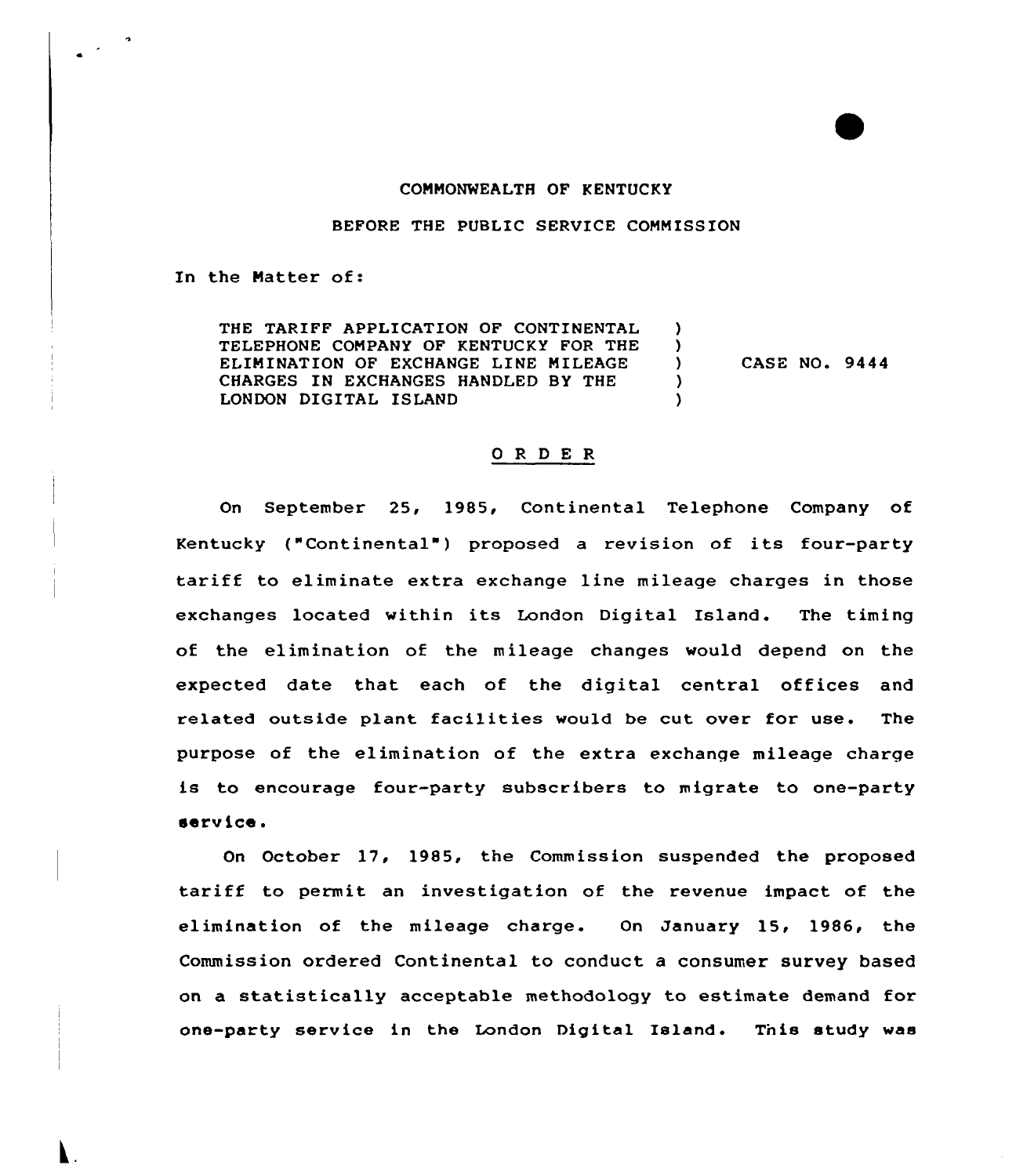COMMONWEALTH OF KENTUCKY

BEFORE THE PUBLIC SERVICE COMMISSION

In the Matter of:

| | | |
|---|---|---|
| THE TARIFF APPLICATION OF CONTINENTAL TELEPHONE COMPANY OF KENTUCKY FOR THE ELIMINATION OF EXCHANGE LINE MILEAGE CHARGES IN EXCHANGES HANDLED BY THE LONDON DIGITAL ISLAND | ) ) ) ) ) | CASE NO. 9444 |

## O R D E R

On September 25, 1985, Continental Telephone Company of Kentucky ("Continental") proposed a revision of its four-party tariff to eliminate extra exchange line mileage charges in those exchanges located within its London Digital Island. The timing of the elimination of the mileage changes would depend on the expected date that each of the digital central offices and related outside plant facilities would be cut over for use. The purpose of the elimination of the extra exchange mileage charge is to encourage four-party subscribers to migrate to one-party service.

On October 17, 1985, the Commission suspended the proposed tariff to permit an investigation of the revenue impact of the elimination of the mileage charge. On January 15, 1986, the Commission ordered Continental to conduct a consumer survey based on a statistically acceptable methodology to estimate demand for one-party service in the London Digital Island. This study was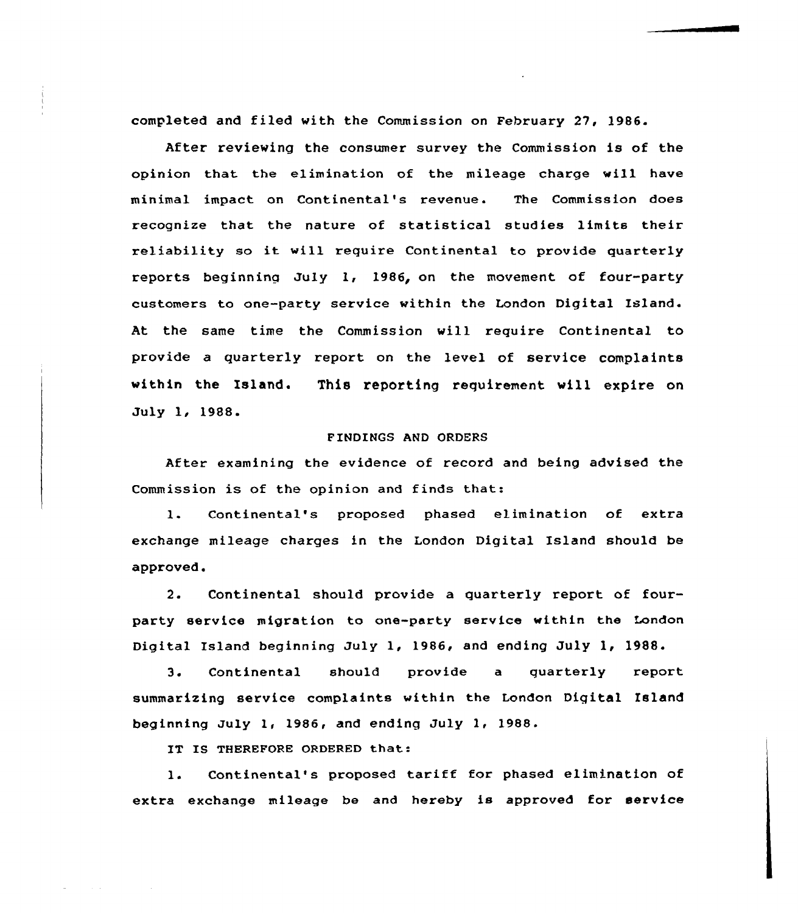completed and filed with the Commission on February 27, 1986.

After reviewing the consumer survey the Commission is of the opinion that the elimination of the mileage charge will have minimal impact on Continental's revenue. The Commission does recognize that the nature of statistical studies limits their reliability so it will require Continental to provide quarterly reports beginning July 1, 1986, on the movement of four-party customers to one-party service within the London Digital Island. At the same time the Commission will require Continental to provide a quarterly report on the level of service complaints within the Island. This reporting requirement will expire on July 1, 1988.

FINDINGS AND ORDERS

After examining the evidence of record and being advised the Commission is of the opinion and finds that:

1. Continental's proposed phased elimination of extra exchange mileage charges in the London Digital Island should be approved.

2. Continental should provide a quarterly report of four-party service migration to one-party service within the London Digital Island beginning July 1, 1986, and ending July 1, 1988.

3. Continental should provide a quarterly report summarizing service complaints within the London Digital Island beginning July 1, 1986, and ending July 1, 1988.

IT IS THEREFORE ORDERED that:

1. Continental's proposed tariff for phased elimination of extra exchange mileage be and hereby is approved for service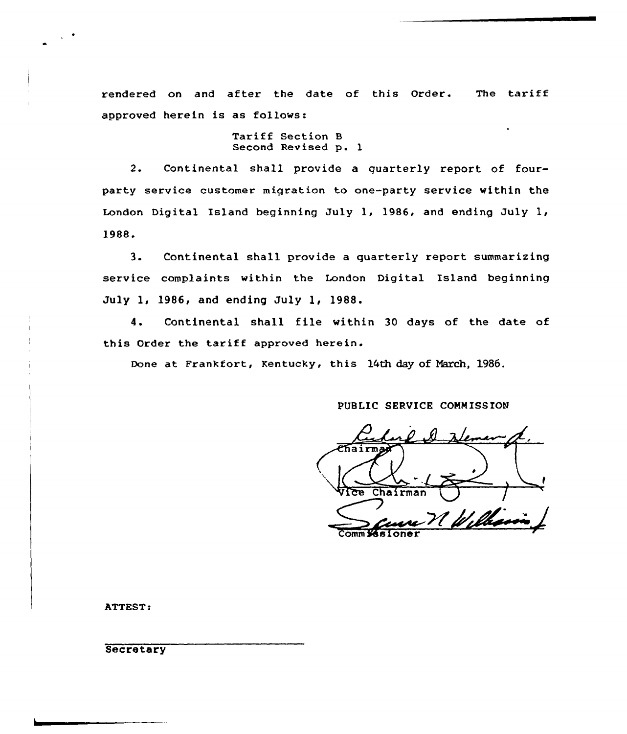rendered on and after the date of this Order. The tariff approved herein is as follows:

Tariff Section B
Second Revised p. 1

2. Continental shall provide a quarterly report of four-party service customer migration to one-party service within the London Digital Island beginning July 1, 1986, and ending July 1, 1988.

3. Continental shall provide a quarterly report summarizing service complaints within the London Digital Island beginning July 1, 1986, and ending July 1, 1988.

4. Continental shall file within 30 days of the date of this Order the tariff approved herein.

Done at Frankfort, Kentucky, this 14th day of March, 1986.

PUBLIC SERVICE COMMISSION

Chairman

Vice Chairman

Commissioner

ATTEST:

Secretary